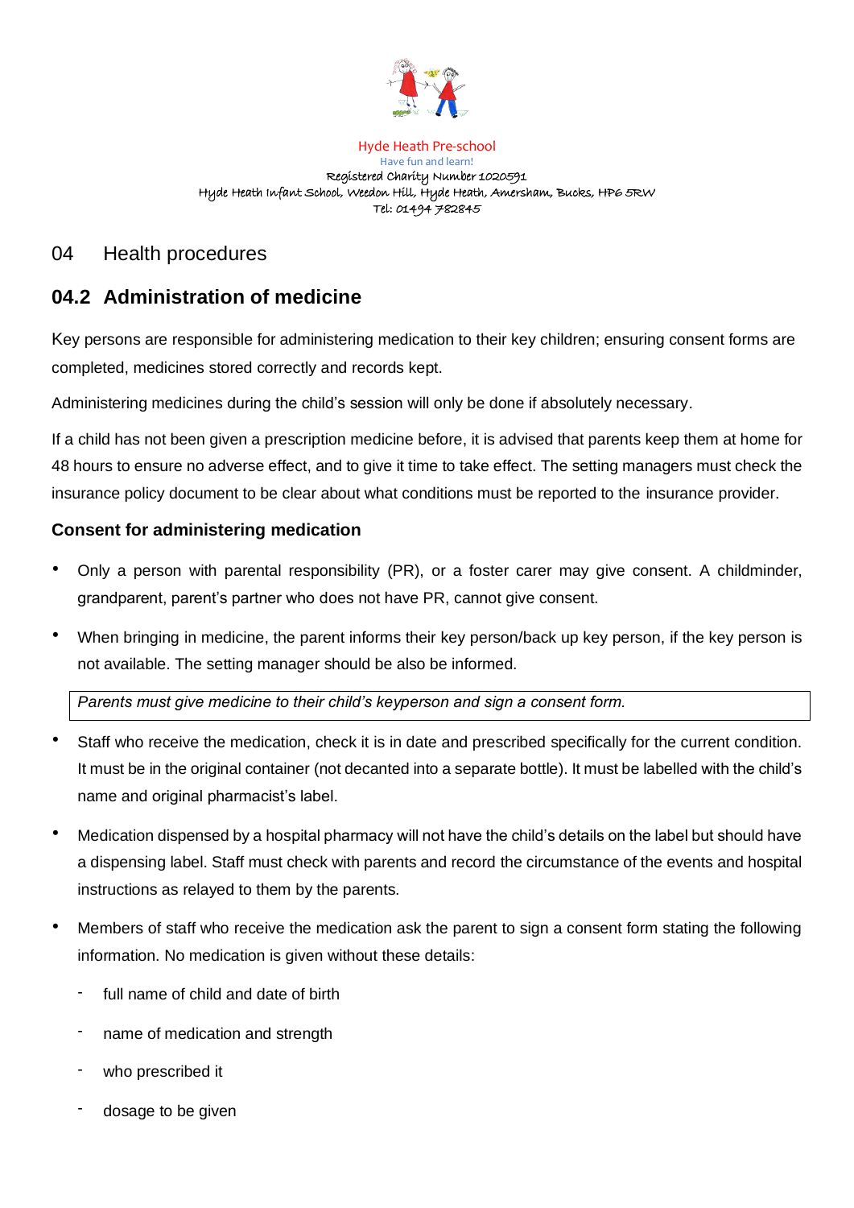Hyde Heath Pre-school
Have fun and learn!
Registered Charity Number 1020591
Hyde Heath Infant School, Weedon Hill, Hyde Heath, Amersham, Bucks, HP6 5RW
Tel: 01494 782845

## 04 Health procedures

## 04.2 Administration of medicine

Key persons are responsible for administering medication to their key children; ensuring consent forms are completed, medicines stored correctly and records kept.

Administering medicines during the child's session will only be done if absolutely necessary.

If a child has not been given a prescription medicine before, it is advised that parents keep them at home for 48 hours to ensure no adverse effect, and to give it time to take effect. The setting managers must check the insurance policy document to be clear about what conditions must be reported to the insurance provider.

### Consent for administering medication

- Only a person with parental responsibility (PR), or a foster carer may give consent. A childminder, grandparent, parent's partner who does not have PR, cannot give consent.
- When bringing in medicine, the parent informs their key person/back up key person, if the key person is not available. The setting manager should be also be informed.

*Parents must give medicine to their child's keyperson and sign a consent form.*

- Staff who receive the medication, check it is in date and prescribed specifically for the current condition. It must be in the original container (not decanted into a separate bottle). It must be labelled with the child's name and original pharmacist's label.
- Medication dispensed by a hospital pharmacy will not have the child's details on the label but should have a dispensing label. Staff must check with parents and record the circumstance of the events and hospital instructions as relayed to them by the parents.
- Members of staff who receive the medication ask the parent to sign a consent form stating the following information. No medication is given without these details:
  - full name of child and date of birth
  - name of medication and strength
  - who prescribed it
  - dosage to be given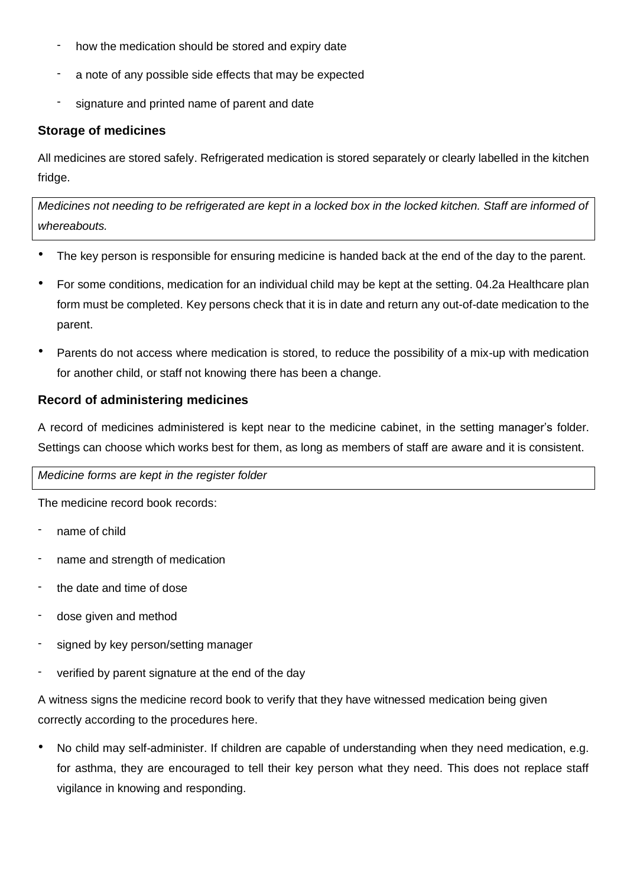- how the medication should be stored and expiry date
- a note of any possible side effects that may be expected
- signature and printed name of parent and date

### Storage of medicines

All medicines are stored safely. Refrigerated medication is stored separately or clearly labelled in the kitchen fridge.

*Medicines not needing to be refrigerated are kept in a locked box in the locked kitchen. Staff are informed of whereabouts.*

- The key person is responsible for ensuring medicine is handed back at the end of the day to the parent.
- For some conditions, medication for an individual child may be kept at the setting. 04.2a Healthcare plan form must be completed. Key persons check that it is in date and return any out-of-date medication to the parent.
- Parents do not access where medication is stored, to reduce the possibility of a mix-up with medication for another child, or staff not knowing there has been a change.

### Record of administering medicines

A record of medicines administered is kept near to the medicine cabinet, in the setting manager's folder. Settings can choose which works best for them, as long as members of staff are aware and it is consistent.

*Medicine forms are kept in the register folder*

The medicine record book records:

- name of child
- name and strength of medication
- the date and time of dose
- dose given and method
- signed by key person/setting manager
- verified by parent signature at the end of the day

A witness signs the medicine record book to verify that they have witnessed medication being given correctly according to the procedures here.

- No child may self-administer. If children are capable of understanding when they need medication, e.g. for asthma, they are encouraged to tell their key person what they need. This does not replace staff vigilance in knowing and responding.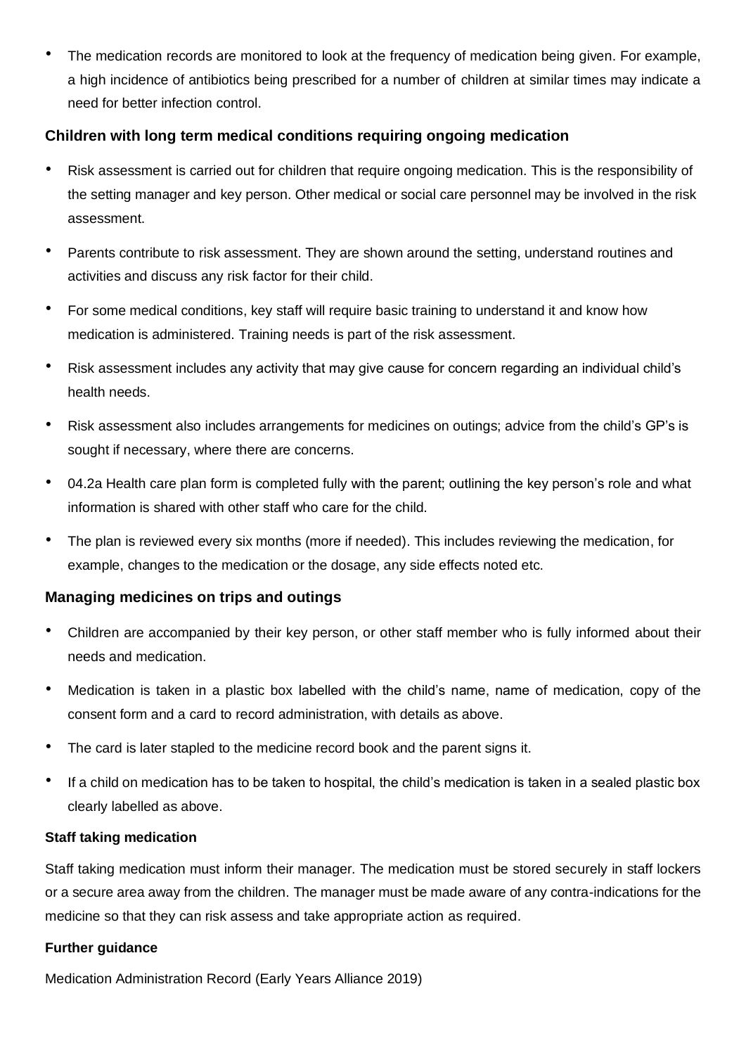- The medication records are monitored to look at the frequency of medication being given. For example, a high incidence of antibiotics being prescribed for a number of children at similar times may indicate a need for better infection control.

## Children with long term medical conditions requiring ongoing medication

- Risk assessment is carried out for children that require ongoing medication. This is the responsibility of the setting manager and key person. Other medical or social care personnel may be involved in the risk assessment.
- Parents contribute to risk assessment. They are shown around the setting, understand routines and activities and discuss any risk factor for their child.
- For some medical conditions, key staff will require basic training to understand it and know how medication is administered. Training needs is part of the risk assessment.
- Risk assessment includes any activity that may give cause for concern regarding an individual child's health needs.
- Risk assessment also includes arrangements for medicines on outings; advice from the child's GP's is sought if necessary, where there are concerns.
- 04.2a Health care plan form is completed fully with the parent; outlining the key person's role and what information is shared with other staff who care for the child.
- The plan is reviewed every six months (more if needed). This includes reviewing the medication, for example, changes to the medication or the dosage, any side effects noted etc.

## Managing medicines on trips and outings

- Children are accompanied by their key person, or other staff member who is fully informed about their needs and medication.
- Medication is taken in a plastic box labelled with the child's name, name of medication, copy of the consent form and a card to record administration, with details as above.
- The card is later stapled to the medicine record book and the parent signs it.
- If a child on medication has to be taken to hospital, the child's medication is taken in a sealed plastic box clearly labelled as above.

### Staff taking medication

Staff taking medication must inform their manager. The medication must be stored securely in staff lockers or a secure area away from the children. The manager must be made aware of any contra-indications for the medicine so that they can risk assess and take appropriate action as required.

### Further guidance

Medication Administration Record (Early Years Alliance 2019)